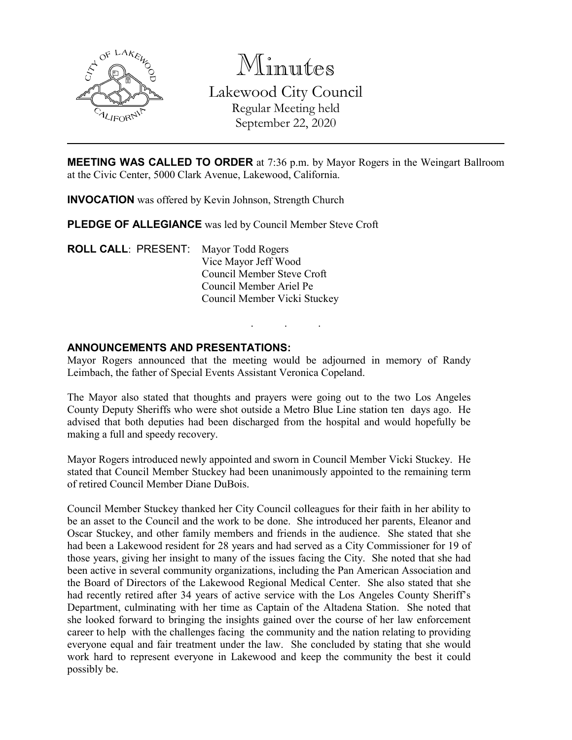# Minutes

Lakewood City Council
Regular Meeting held
September 22, 2020

---

**MEETING WAS CALLED TO ORDER** at 7:36 p.m. by Mayor Rogers in the Weingart Ballroom at the Civic Center, 5000 Clark Avenue, Lakewood, California.

**INVOCATION** was offered by Kevin Johnson, Strength Church

**PLEDGE OF ALLEGIANCE** was led by Council Member Steve Croft

**ROLL CALL**: PRESENT: Mayor Todd Rogers
Vice Mayor Jeff Wood
Council Member Steve Croft
Council Member Ariel Pe
Council Member Vicki Stuckey

. . .

**ANNOUNCEMENTS AND PRESENTATIONS:**

Mayor Rogers announced that the meeting would be adjourned in memory of Randy Leimbach, the father of Special Events Assistant Veronica Copeland.

The Mayor also stated that thoughts and prayers were going out to the two Los Angeles County Deputy Sheriffs who were shot outside a Metro Blue Line station ten days ago. He advised that both deputies had been discharged from the hospital and would hopefully be making a full and speedy recovery.

Mayor Rogers introduced newly appointed and sworn in Council Member Vicki Stuckey. He stated that Council Member Stuckey had been unanimously appointed to the remaining term of retired Council Member Diane DuBois.

Council Member Stuckey thanked her City Council colleagues for their faith in her ability to be an asset to the Council and the work to be done. She introduced her parents, Eleanor and Oscar Stuckey, and other family members and friends in the audience. She stated that she had been a Lakewood resident for 28 years and had served as a City Commissioner for 19 of those years, giving her insight to many of the issues facing the City. She noted that she had been active in several community organizations, including the Pan American Association and the Board of Directors of the Lakewood Regional Medical Center. She also stated that she had recently retired after 34 years of active service with the Los Angeles County Sheriff's Department, culminating with her time as Captain of the Altadena Station. She noted that she looked forward to bringing the insights gained over the course of her law enforcement career to help with the challenges facing the community and the nation relating to providing everyone equal and fair treatment under the law. She concluded by stating that she would work hard to represent everyone in Lakewood and keep the community the best it could possibly be.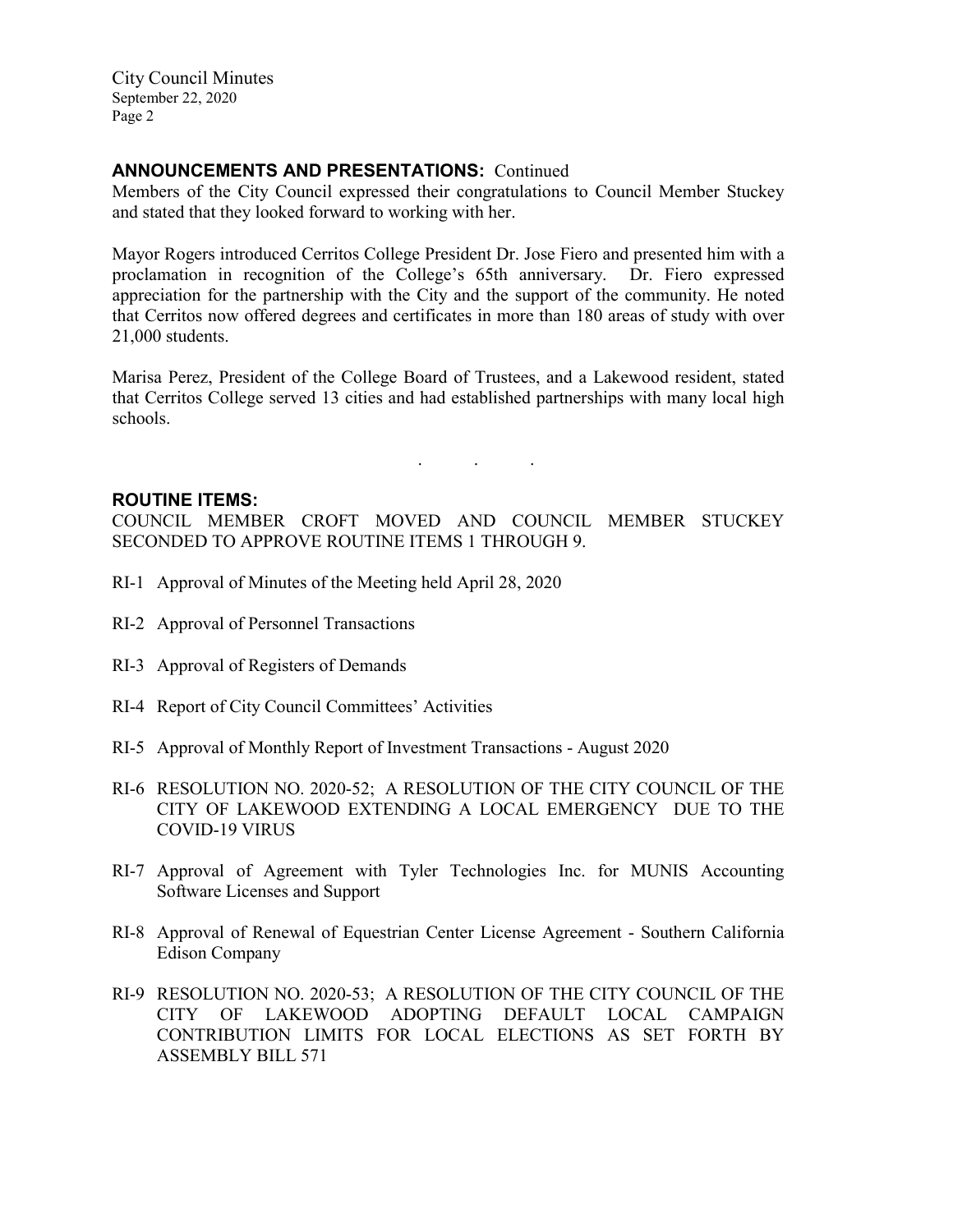## ANNOUNCEMENTS AND PRESENTATIONS: Continued

Members of the City Council expressed their congratulations to Council Member Stuckey and stated that they looked forward to working with her.

Mayor Rogers introduced Cerritos College President Dr. Jose Fiero and presented him with a proclamation in recognition of the College's 65th anniversary. Dr. Fiero expressed appreciation for the partnership with the City and the support of the community. He noted that Cerritos now offered degrees and certificates in more than 180 areas of study with over 21,000 students.

Marisa Perez, President of the College Board of Trustees, and a Lakewood resident, stated that Cerritos College served 13 cities and had established partnerships with many local high schools.

. . .

## ROUTINE ITEMS:

COUNCIL MEMBER CROFT MOVED AND COUNCIL MEMBER STUCKEY SECONDED TO APPROVE ROUTINE ITEMS 1 THROUGH 9.

RI-1 Approval of Minutes of the Meeting held April 28, 2020

RI-2 Approval of Personnel Transactions

RI-3 Approval of Registers of Demands

RI-4 Report of City Council Committees' Activities

RI-5 Approval of Monthly Report of Investment Transactions - August 2020

RI-6 RESOLUTION NO. 2020-52; A RESOLUTION OF THE CITY COUNCIL OF THE CITY OF LAKEWOOD EXTENDING A LOCAL EMERGENCY DUE TO THE COVID-19 VIRUS

RI-7 Approval of Agreement with Tyler Technologies Inc. for MUNIS Accounting Software Licenses and Support

RI-8 Approval of Renewal of Equestrian Center License Agreement - Southern California Edison Company

RI-9 RESOLUTION NO. 2020-53; A RESOLUTION OF THE CITY COUNCIL OF THE CITY OF LAKEWOOD ADOPTING DEFAULT LOCAL CAMPAIGN CONTRIBUTION LIMITS FOR LOCAL ELECTIONS AS SET FORTH BY ASSEMBLY BILL 571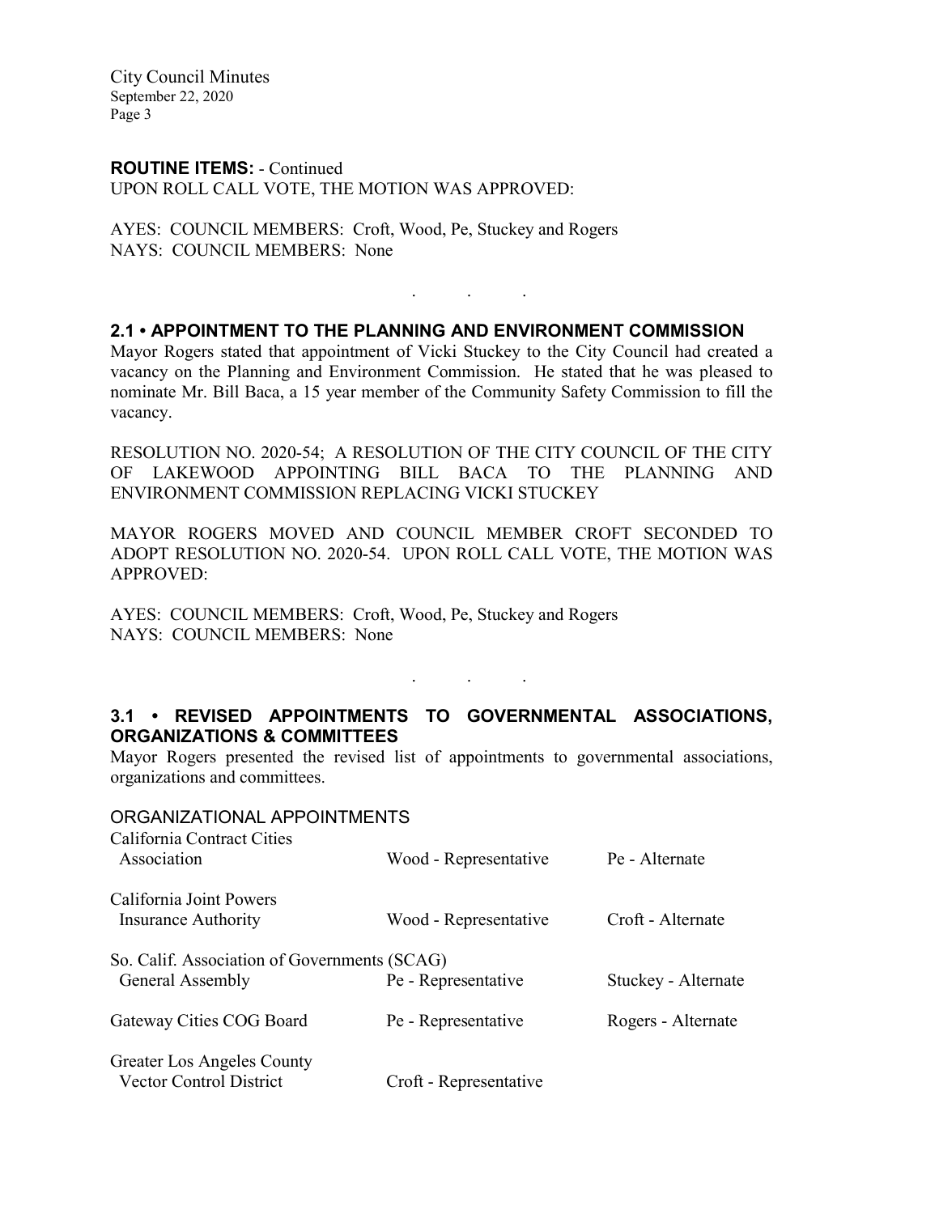**ROUTINE ITEMS:** - Continued
UPON ROLL CALL VOTE, THE MOTION WAS APPROVED:

AYES: COUNCIL MEMBERS: Croft, Wood, Pe, Stuckey and Rogers
NAYS: COUNCIL MEMBERS: None

. . .

### 2.1 • APPOINTMENT TO THE PLANNING AND ENVIRONMENT COMMISSION

Mayor Rogers stated that appointment of Vicki Stuckey to the City Council had created a vacancy on the Planning and Environment Commission. He stated that he was pleased to nominate Mr. Bill Baca, a 15 year member of the Community Safety Commission to fill the vacancy.

RESOLUTION NO. 2020-54; A RESOLUTION OF THE CITY COUNCIL OF THE CITY OF LAKEWOOD APPOINTING BILL BACA TO THE PLANNING AND ENVIRONMENT COMMISSION REPLACING VICKI STUCKEY

MAYOR ROGERS MOVED AND COUNCIL MEMBER CROFT SECONDED TO ADOPT RESOLUTION NO. 2020-54. UPON ROLL CALL VOTE, THE MOTION WAS APPROVED:

AYES: COUNCIL MEMBERS: Croft, Wood, Pe, Stuckey and Rogers
NAYS: COUNCIL MEMBERS: None

. . .

### 3.1 • REVISED APPOINTMENTS TO GOVERNMENTAL ASSOCIATIONS, ORGANIZATIONS & COMMITTEES

Mayor Rogers presented the revised list of appointments to governmental associations, organizations and committees.

ORGANIZATIONAL APPOINTMENTS

| | | |
|---|---|---|
| California Contract Cities Association | Wood - Representative | Pe - Alternate |
| California Joint Powers Insurance Authority | Wood - Representative | Croft - Alternate |
| So. Calif. Association of Governments (SCAG) General Assembly | Pe - Representative | Stuckey - Alternate |
| Gateway Cities COG Board | Pe - Representative | Rogers - Alternate |
| Greater Los Angeles County Vector Control District | Croft - Representative | |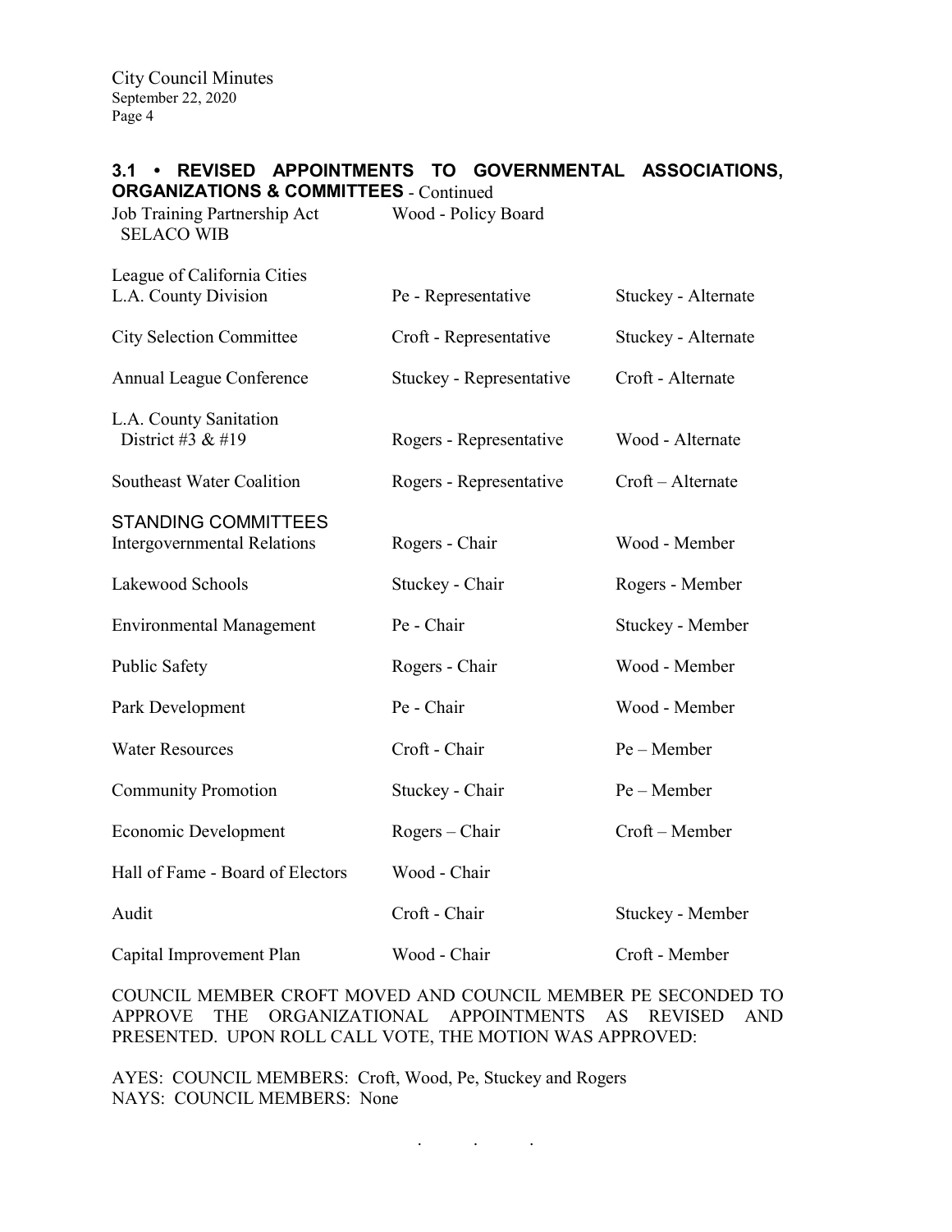### 3.1 • REVISED APPOINTMENTS TO GOVERNMENTAL ASSOCIATIONS, ORGANIZATIONS & COMMITTEES - Continued

| | | |
|---|---|---|
| Job Training Partnership Act SELACO WIB | Wood - Policy Board | |
| League of California Cities L.A. County Division | Pe - Representative | Stuckey - Alternate |
| City Selection Committee | Croft - Representative | Stuckey - Alternate |
| Annual League Conference | Stuckey - Representative | Croft - Alternate |
| L.A. County Sanitation District #3 & #19 | Rogers - Representative | Wood - Alternate |
| Southeast Water Coalition | Rogers - Representative | Croft – Alternate |

STANDING COMMITTEES

| | | |
|---|---|---|
| Intergovernmental Relations | Rogers - Chair | Wood - Member |
| Lakewood Schools | Stuckey - Chair | Rogers - Member |
| Environmental Management | Pe - Chair | Stuckey - Member |
| Public Safety | Rogers - Chair | Wood - Member |
| Park Development | Pe - Chair | Wood - Member |
| Water Resources | Croft - Chair | Pe – Member |
| Community Promotion | Stuckey - Chair | Pe – Member |
| Economic Development | Rogers – Chair | Croft – Member |
| Hall of Fame - Board of Electors | Wood - Chair | |
| Audit | Croft - Chair | Stuckey - Member |
| Capital Improvement Plan | Wood - Chair | Croft - Member |

COUNCIL MEMBER CROFT MOVED AND COUNCIL MEMBER PE SECONDED TO APPROVE THE ORGANIZATIONAL APPOINTMENTS AS REVISED AND PRESENTED. UPON ROLL CALL VOTE, THE MOTION WAS APPROVED:

AYES: COUNCIL MEMBERS: Croft, Wood, Pe, Stuckey and Rogers
NAYS: COUNCIL MEMBERS: None

. . .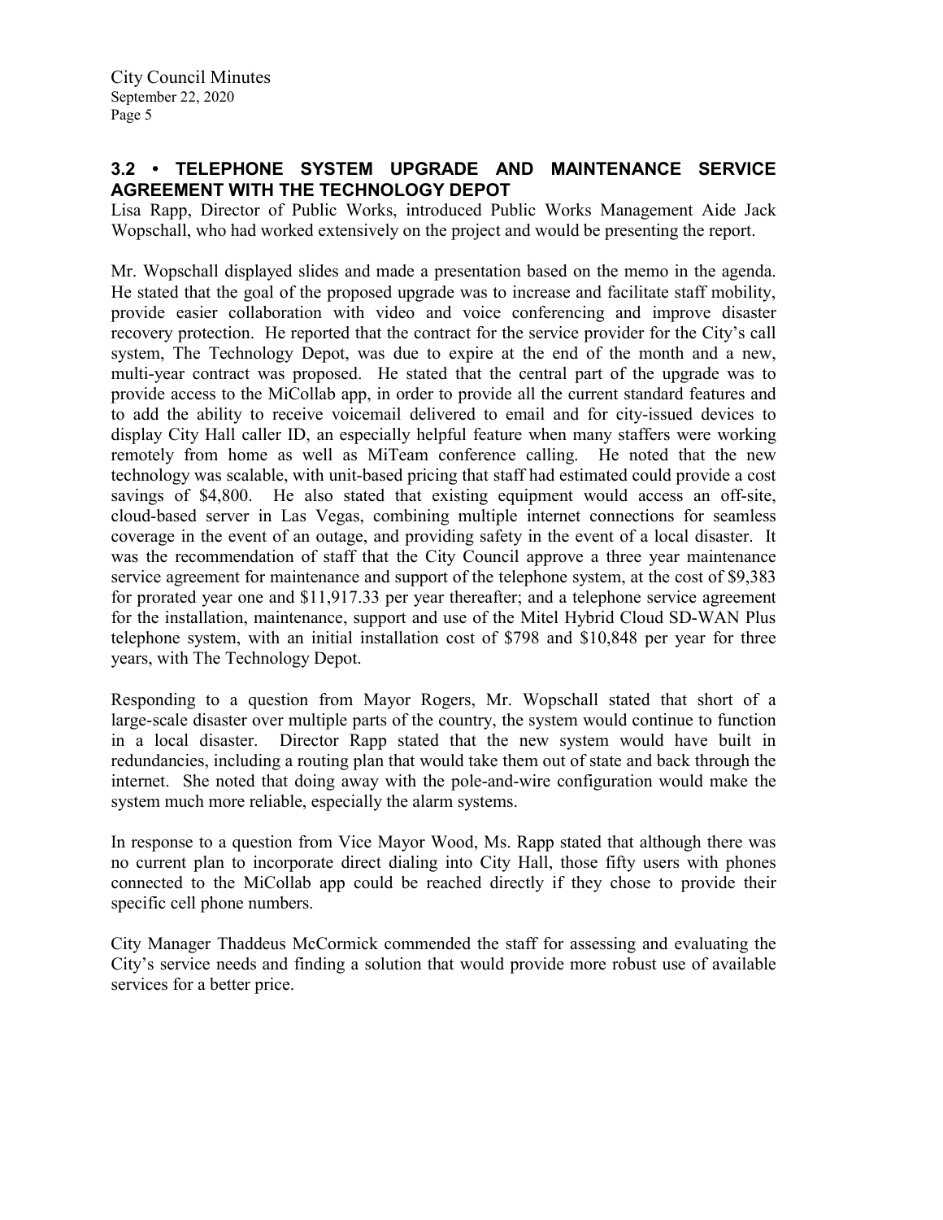### 3.2 • TELEPHONE SYSTEM UPGRADE AND MAINTENANCE SERVICE AGREEMENT WITH THE TECHNOLOGY DEPOT

Lisa Rapp, Director of Public Works, introduced Public Works Management Aide Jack Wopschall, who had worked extensively on the project and would be presenting the report.

Mr. Wopschall displayed slides and made a presentation based on the memo in the agenda. He stated that the goal of the proposed upgrade was to increase and facilitate staff mobility, provide easier collaboration with video and voice conferencing and improve disaster recovery protection. He reported that the contract for the service provider for the City's call system, The Technology Depot, was due to expire at the end of the month and a new, multi-year contract was proposed. He stated that the central part of the upgrade was to provide access to the MiCollab app, in order to provide all the current standard features and to add the ability to receive voicemail delivered to email and for city-issued devices to display City Hall caller ID, an especially helpful feature when many staffers were working remotely from home as well as MiTeam conference calling. He noted that the new technology was scalable, with unit-based pricing that staff had estimated could provide a cost savings of $4,800. He also stated that existing equipment would access an off-site, cloud-based server in Las Vegas, combining multiple internet connections for seamless coverage in the event of an outage, and providing safety in the event of a local disaster. It was the recommendation of staff that the City Council approve a three year maintenance service agreement for maintenance and support of the telephone system, at the cost of $9,383 for prorated year one and $11,917.33 per year thereafter; and a telephone service agreement for the installation, maintenance, support and use of the Mitel Hybrid Cloud SD-WAN Plus telephone system, with an initial installation cost of $798 and $10,848 per year for three years, with The Technology Depot.

Responding to a question from Mayor Rogers, Mr. Wopschall stated that short of a large-scale disaster over multiple parts of the country, the system would continue to function in a local disaster. Director Rapp stated that the new system would have built in redundancies, including a routing plan that would take them out of state and back through the internet. She noted that doing away with the pole-and-wire configuration would make the system much more reliable, especially the alarm systems.

In response to a question from Vice Mayor Wood, Ms. Rapp stated that although there was no current plan to incorporate direct dialing into City Hall, those fifty users with phones connected to the MiCollab app could be reached directly if they chose to provide their specific cell phone numbers.

City Manager Thaddeus McCormick commended the staff for assessing and evaluating the City's service needs and finding a solution that would provide more robust use of available services for a better price.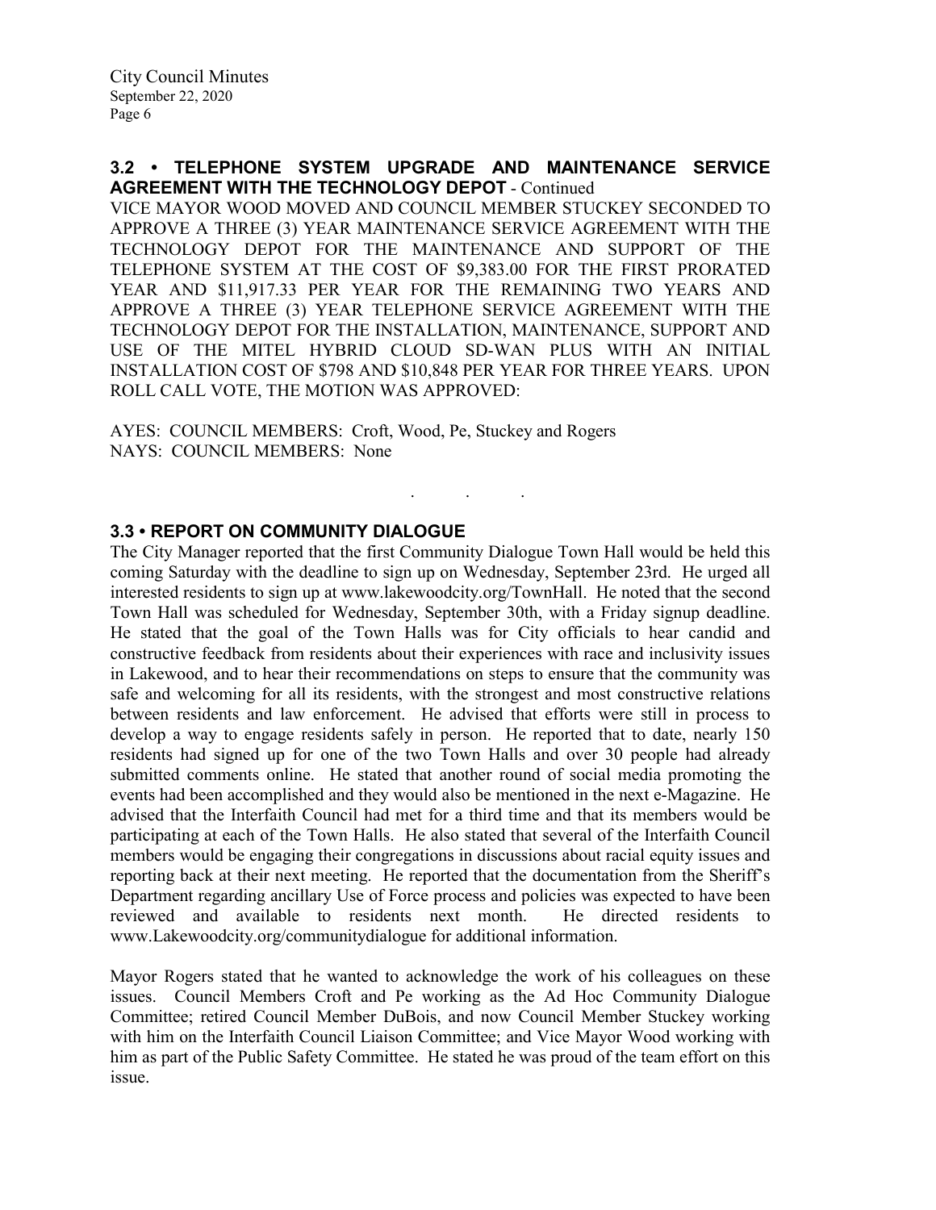### 3.2 • TELEPHONE SYSTEM UPGRADE AND MAINTENANCE SERVICE AGREEMENT WITH THE TECHNOLOGY DEPOT - Continued

VICE MAYOR WOOD MOVED AND COUNCIL MEMBER STUCKEY SECONDED TO APPROVE A THREE (3) YEAR MAINTENANCE SERVICE AGREEMENT WITH THE TECHNOLOGY DEPOT FOR THE MAINTENANCE AND SUPPORT OF THE TELEPHONE SYSTEM AT THE COST OF $9,383.00 FOR THE FIRST PRORATED YEAR AND $11,917.33 PER YEAR FOR THE REMAINING TWO YEARS AND APPROVE A THREE (3) YEAR TELEPHONE SERVICE AGREEMENT WITH THE TECHNOLOGY DEPOT FOR THE INSTALLATION, MAINTENANCE, SUPPORT AND USE OF THE MITEL HYBRID CLOUD SD-WAN PLUS WITH AN INITIAL INSTALLATION COST OF $798 AND $10,848 PER YEAR FOR THREE YEARS. UPON ROLL CALL VOTE, THE MOTION WAS APPROVED:

AYES: COUNCIL MEMBERS: Croft, Wood, Pe, Stuckey and Rogers
NAYS: COUNCIL MEMBERS: None

. . .

### 3.3 • REPORT ON COMMUNITY DIALOGUE

The City Manager reported that the first Community Dialogue Town Hall would be held this coming Saturday with the deadline to sign up on Wednesday, September 23rd. He urged all interested residents to sign up at www.lakewoodcity.org/TownHall. He noted that the second Town Hall was scheduled for Wednesday, September 30th, with a Friday signup deadline. He stated that the goal of the Town Halls was for City officials to hear candid and constructive feedback from residents about their experiences with race and inclusivity issues in Lakewood, and to hear their recommendations on steps to ensure that the community was safe and welcoming for all its residents, with the strongest and most constructive relations between residents and law enforcement. He advised that efforts were still in process to develop a way to engage residents safely in person. He reported that to date, nearly 150 residents had signed up for one of the two Town Halls and over 30 people had already submitted comments online. He stated that another round of social media promoting the events had been accomplished and they would also be mentioned in the next e-Magazine. He advised that the Interfaith Council had met for a third time and that its members would be participating at each of the Town Halls. He also stated that several of the Interfaith Council members would be engaging their congregations in discussions about racial equity issues and reporting back at their next meeting. He reported that the documentation from the Sheriff's Department regarding ancillary Use of Force process and policies was expected to have been reviewed and available to residents next month. He directed residents to www.Lakewoodcity.org/communitydialogue for additional information.

Mayor Rogers stated that he wanted to acknowledge the work of his colleagues on these issues. Council Members Croft and Pe working as the Ad Hoc Community Dialogue Committee; retired Council Member DuBois, and now Council Member Stuckey working with him on the Interfaith Council Liaison Committee; and Vice Mayor Wood working with him as part of the Public Safety Committee. He stated he was proud of the team effort on this issue.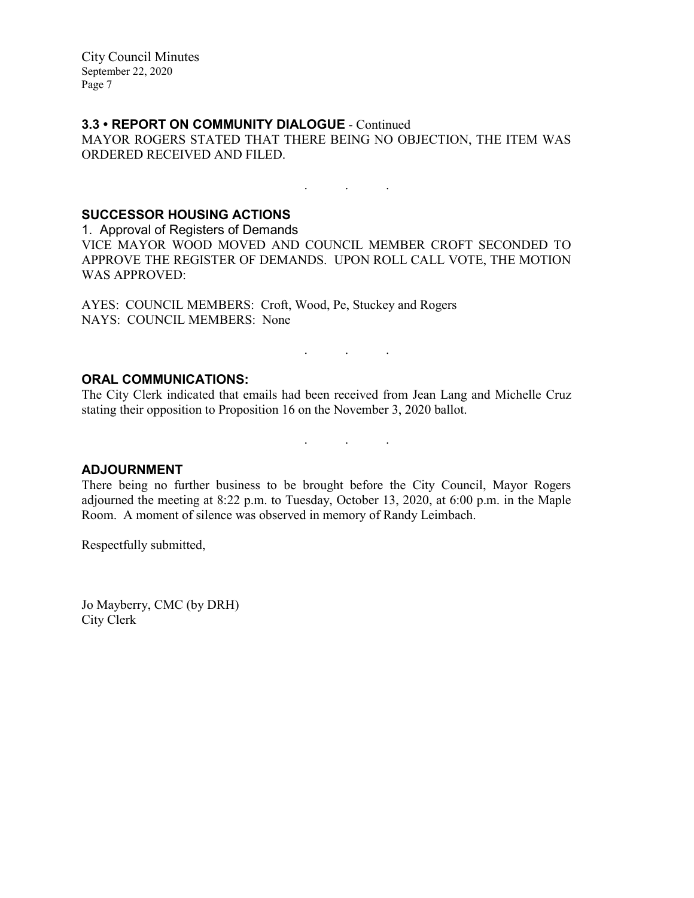### 3.3 • REPORT ON COMMUNITY DIALOGUE - Continued

MAYOR ROGERS STATED THAT THERE BEING NO OBJECTION, THE ITEM WAS ORDERED RECEIVED AND FILED.

. . .

### SUCCESSOR HOUSING ACTIONS

1. Approval of Registers of Demands

VICE MAYOR WOOD MOVED AND COUNCIL MEMBER CROFT SECONDED TO APPROVE THE REGISTER OF DEMANDS. UPON ROLL CALL VOTE, THE MOTION WAS APPROVED:

AYES: COUNCIL MEMBERS: Croft, Wood, Pe, Stuckey and Rogers
NAYS: COUNCIL MEMBERS: None

. . .

### ORAL COMMUNICATIONS:

The City Clerk indicated that emails had been received from Jean Lang and Michelle Cruz stating their opposition to Proposition 16 on the November 3, 2020 ballot.

. . .

### ADJOURNMENT

There being no further business to be brought before the City Council, Mayor Rogers adjourned the meeting at 8:22 p.m. to Tuesday, October 13, 2020, at 6:00 p.m. in the Maple Room. A moment of silence was observed in memory of Randy Leimbach.

Respectfully submitted,

Jo Mayberry, CMC (by DRH)
City Clerk